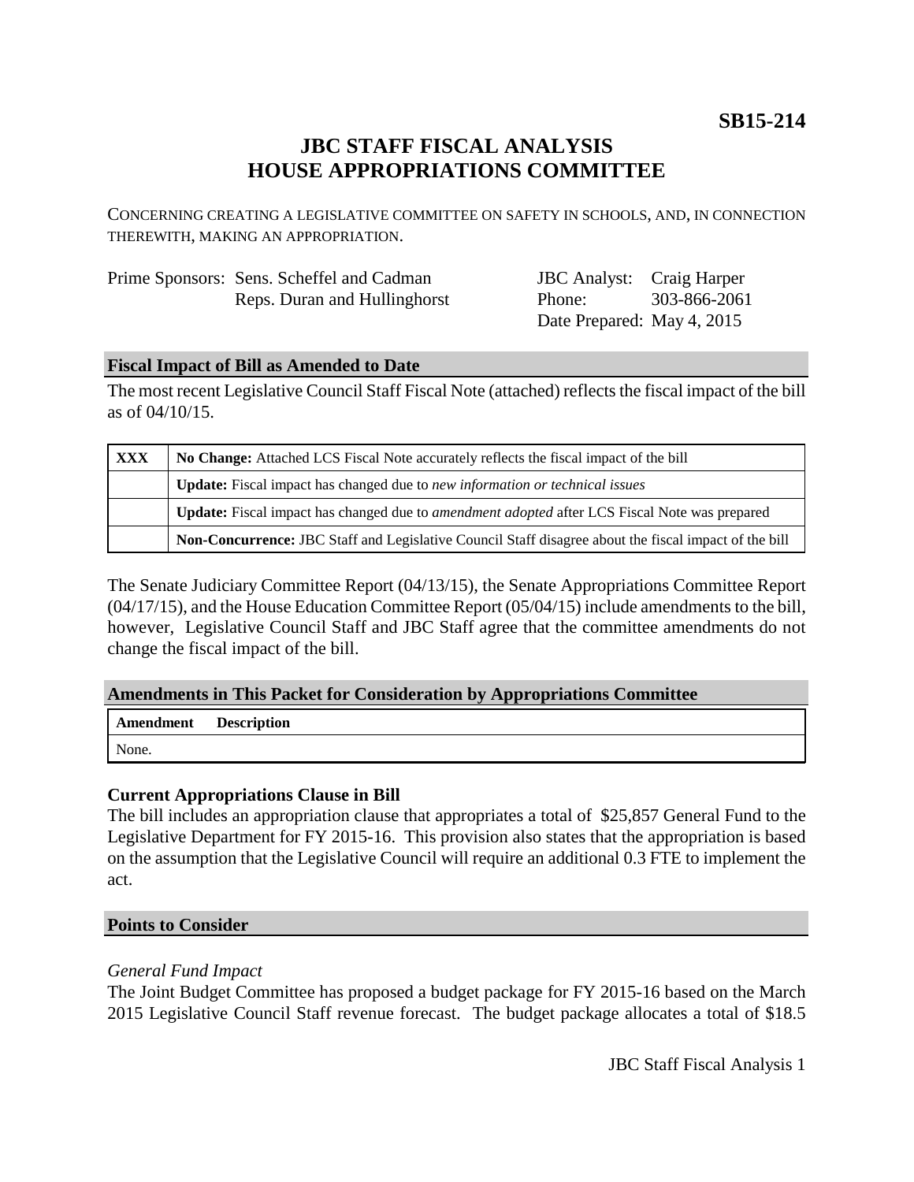**SB15-214**

# JBC STAFF FISCAL ANALYSIS
# HOUSE APPROPRIATIONS COMMITTEE

CONCERNING CREATING A LEGISLATIVE COMMITTEE ON SAFETY IN SCHOOLS, AND, IN CONNECTION THEREWITH, MAKING AN APPROPRIATION.

| | | | |
|---|---|---|---|
| Prime Sponsors: | Sens. Scheffel and Cadman | JBC Analyst: | Craig Harper |
| | Reps. Duran and Hullinghorst | Phone: | 303-866-2061 |
| | | Date Prepared: | May 4, 2015 |

## Fiscal Impact of Bill as Amended to Date

The most recent Legislative Council Staff Fiscal Note (attached) reflects the fiscal impact of the bill as of 04/10/15.

| | |
|---|---|
| **XXX** | **No Change:** Attached LCS Fiscal Note accurately reflects the fiscal impact of the bill |
| | **Update:** Fiscal impact has changed due to *new information or technical issues* |
| | **Update:** Fiscal impact has changed due to *amendment adopted* after LCS Fiscal Note was prepared |
| | **Non-Concurrence:** JBC Staff and Legislative Council Staff disagree about the fiscal impact of the bill |

The Senate Judiciary Committee Report (04/13/15), the Senate Appropriations Committee Report (04/17/15), and the House Education Committee Report (05/04/15) include amendments to the bill, however, Legislative Council Staff and JBC Staff agree that the committee amendments do not change the fiscal impact of the bill.

## Amendments in This Packet for Consideration by Appropriations Committee

| Amendment | Description |
|---|---|
| None. | |

### Current Appropriations Clause in Bill

The bill includes an appropriation clause that appropriates a total of $25,857 General Fund to the Legislative Department for FY 2015-16. This provision also states that the appropriation is based on the assumption that the Legislative Council will require an additional 0.3 FTE to implement the act.

## Points to Consider

*General Fund Impact*

The Joint Budget Committee has proposed a budget package for FY 2015-16 based on the March 2015 Legislative Council Staff revenue forecast. The budget package allocates a total of $18.5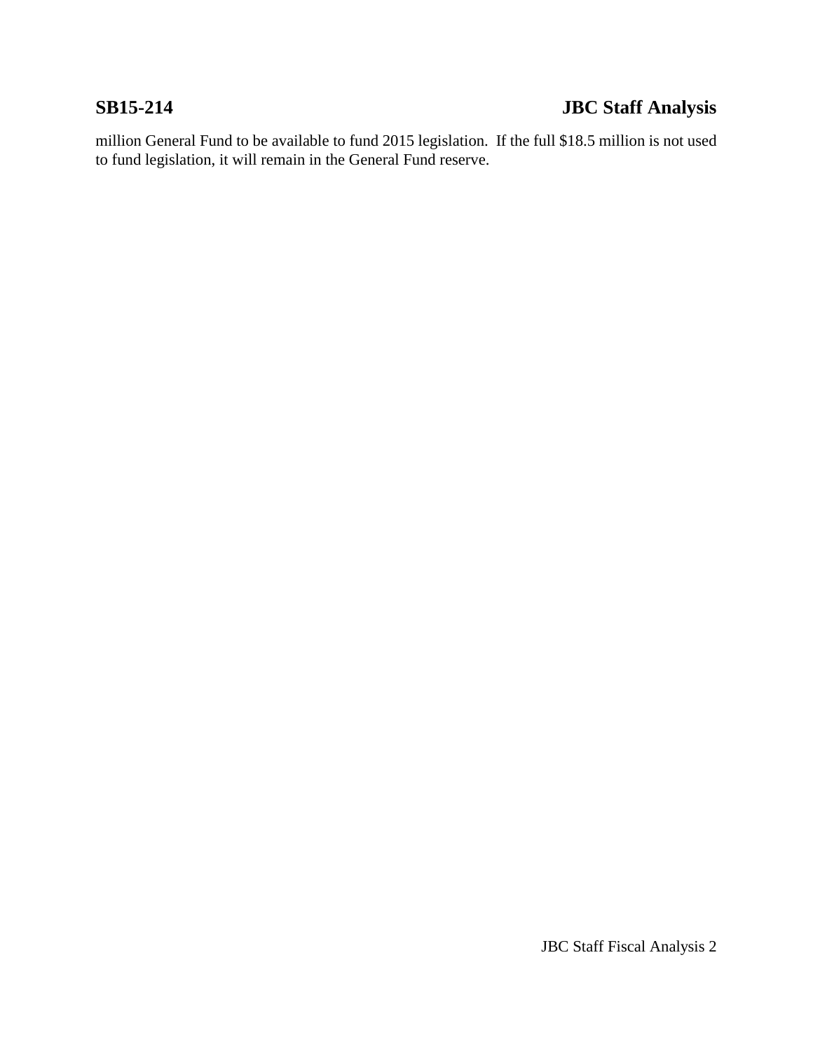million General Fund to be available to fund 2015 legislation. If the full $18.5 million is not used to fund legislation, it will remain in the General Fund reserve.